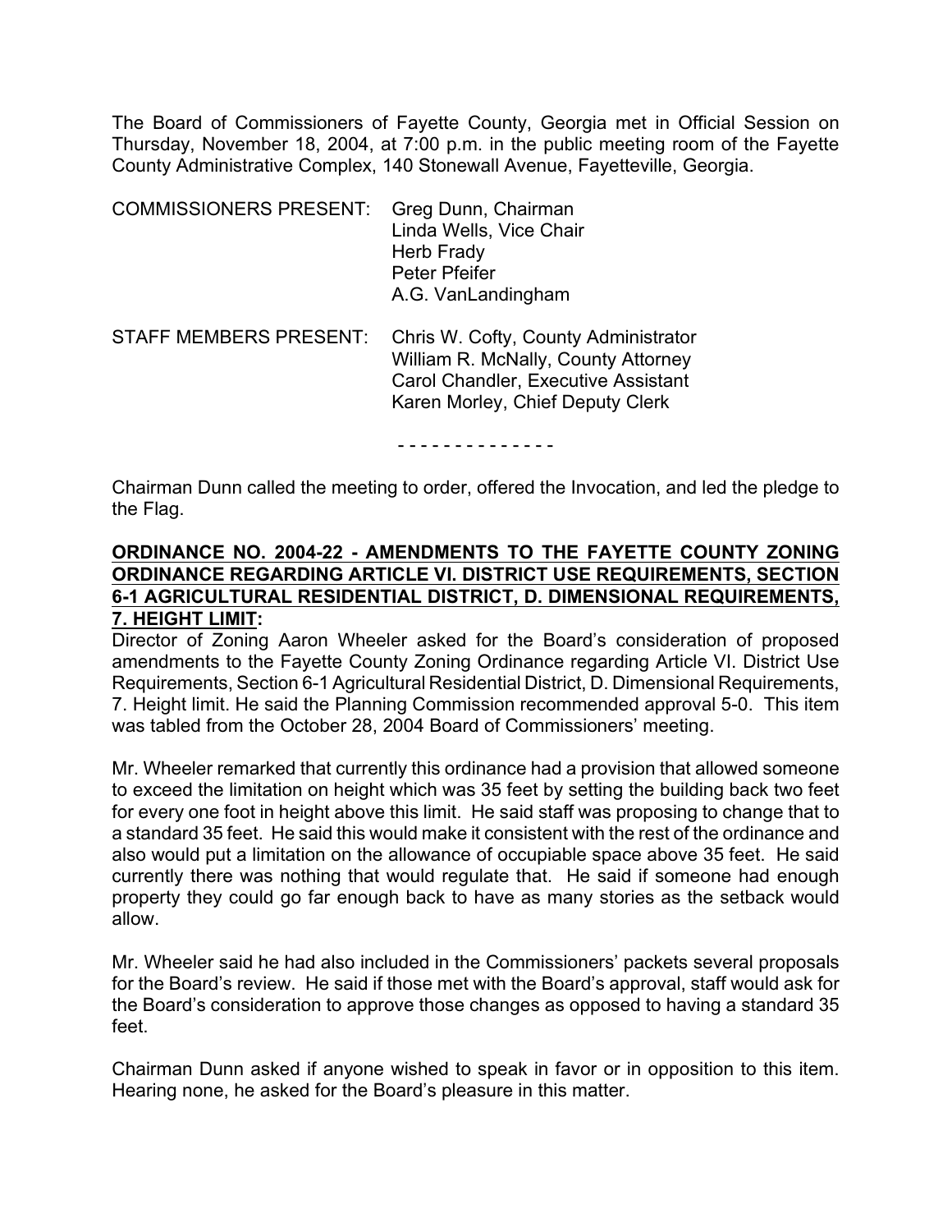The Board of Commissioners of Fayette County, Georgia met in Official Session on Thursday, November 18, 2004, at 7:00 p.m. in the public meeting room of the Fayette County Administrative Complex, 140 Stonewall Avenue, Fayetteville, Georgia.

| | |
|---|---|
| COMMISSIONERS PRESENT: | Greg Dunn, Chairman<br>Linda Wells, Vice Chair<br>Herb Frady<br>Peter Pfeifer<br>A.G. VanLandingham |
| STAFF MEMBERS PRESENT: | Chris W. Cofty, County Administrator<br>William R. McNally, County Attorney<br>Carol Chandler, Executive Assistant<br>Karen Morley, Chief Deputy Clerk |

\- - - - - - - - - - - - - -

Chairman Dunn called the meeting to order, offered the Invocation, and led the pledge to the Flag.

**ORDINANCE NO. 2004-22 - AMENDMENTS TO THE FAYETTE COUNTY ZONING ORDINANCE REGARDING ARTICLE VI. DISTRICT USE REQUIREMENTS, SECTION 6-1 AGRICULTURAL RESIDENTIAL DISTRICT, D. DIMENSIONAL REQUIREMENTS, 7. HEIGHT LIMIT:**

Director of Zoning Aaron Wheeler asked for the Board's consideration of proposed amendments to the Fayette County Zoning Ordinance regarding Article VI. District Use Requirements, Section 6-1 Agricultural Residential District, D. Dimensional Requirements, 7. Height limit. He said the Planning Commission recommended approval 5-0. This item was tabled from the October 28, 2004 Board of Commissioners' meeting.

Mr. Wheeler remarked that currently this ordinance had a provision that allowed someone to exceed the limitation on height which was 35 feet by setting the building back two feet for every one foot in height above this limit. He said staff was proposing to change that to a standard 35 feet. He said this would make it consistent with the rest of the ordinance and also would put a limitation on the allowance of occupiable space above 35 feet. He said currently there was nothing that would regulate that. He said if someone had enough property they could go far enough back to have as many stories as the setback would allow.

Mr. Wheeler said he had also included in the Commissioners' packets several proposals for the Board's review. He said if those met with the Board's approval, staff would ask for the Board's consideration to approve those changes as opposed to having a standard 35 feet.

Chairman Dunn asked if anyone wished to speak in favor or in opposition to this item. Hearing none, he asked for the Board's pleasure in this matter.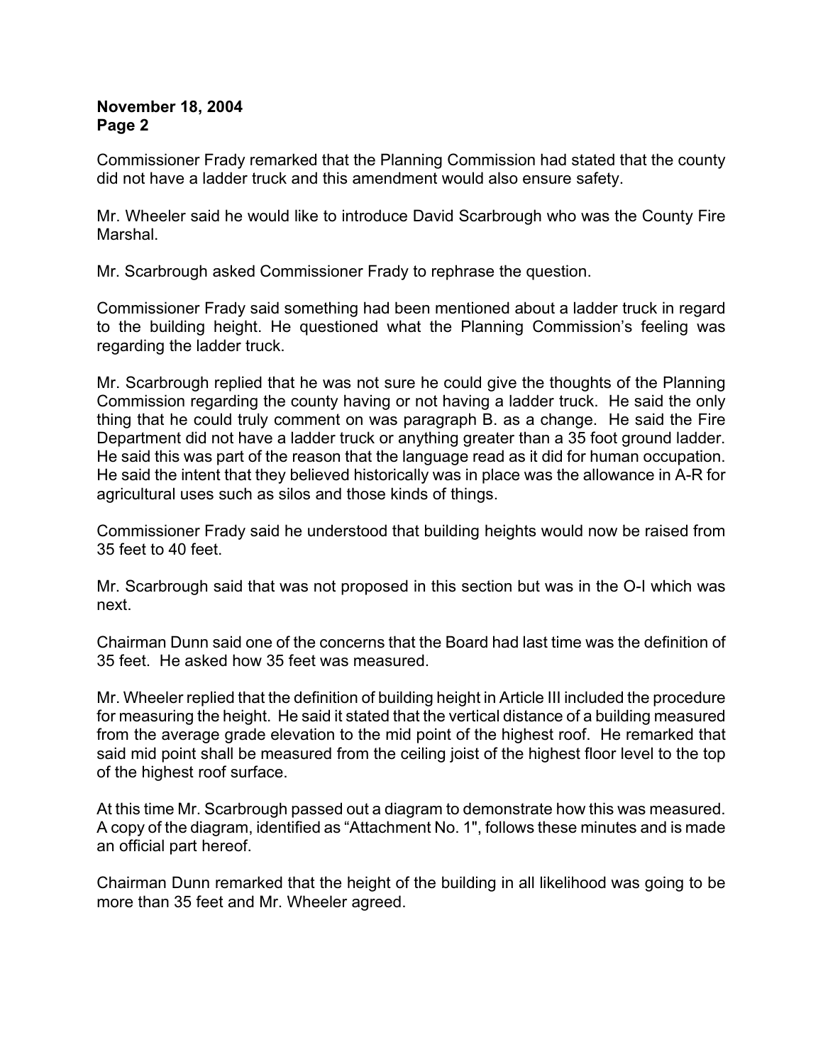Commissioner Frady remarked that the Planning Commission had stated that the county did not have a ladder truck and this amendment would also ensure safety.

Mr. Wheeler said he would like to introduce David Scarbrough who was the County Fire Marshal.

Mr. Scarbrough asked Commissioner Frady to rephrase the question.

Commissioner Frady said something had been mentioned about a ladder truck in regard to the building height. He questioned what the Planning Commission's feeling was regarding the ladder truck.

Mr. Scarbrough replied that he was not sure he could give the thoughts of the Planning Commission regarding the county having or not having a ladder truck. He said the only thing that he could truly comment on was paragraph B. as a change. He said the Fire Department did not have a ladder truck or anything greater than a 35 foot ground ladder. He said this was part of the reason that the language read as it did for human occupation. He said the intent that they believed historically was in place was the allowance in A-R for agricultural uses such as silos and those kinds of things.

Commissioner Frady said he understood that building heights would now be raised from 35 feet to 40 feet.

Mr. Scarbrough said that was not proposed in this section but was in the O-I which was next.

Chairman Dunn said one of the concerns that the Board had last time was the definition of 35 feet. He asked how 35 feet was measured.

Mr. Wheeler replied that the definition of building height in Article III included the procedure for measuring the height. He said it stated that the vertical distance of a building measured from the average grade elevation to the mid point of the highest roof. He remarked that said mid point shall be measured from the ceiling joist of the highest floor level to the top of the highest roof surface.

At this time Mr. Scarbrough passed out a diagram to demonstrate how this was measured. A copy of the diagram, identified as "Attachment No. 1", follows these minutes and is made an official part hereof.

Chairman Dunn remarked that the height of the building in all likelihood was going to be more than 35 feet and Mr. Wheeler agreed.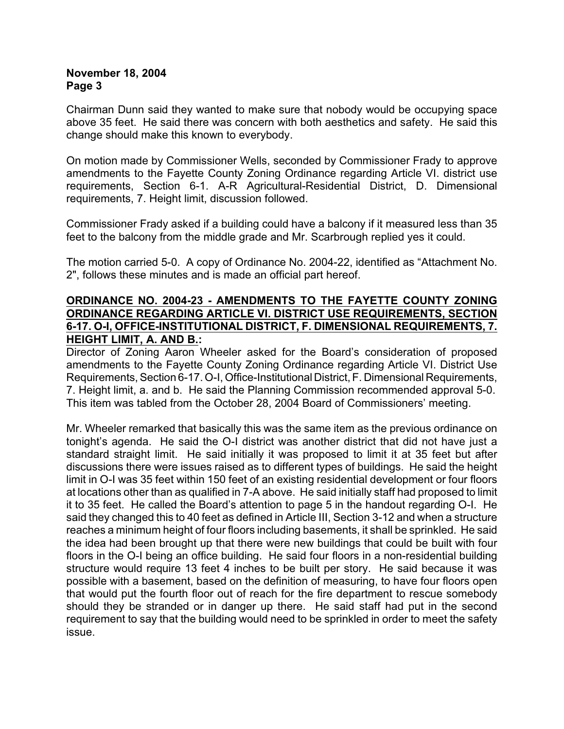Chairman Dunn said they wanted to make sure that nobody would be occupying space above 35 feet. He said there was concern with both aesthetics and safety. He said this change should make this known to everybody.

On motion made by Commissioner Wells, seconded by Commissioner Frady to approve amendments to the Fayette County Zoning Ordinance regarding Article VI. district use requirements, Section 6-1. A-R Agricultural-Residential District, D. Dimensional requirements, 7. Height limit, discussion followed.

Commissioner Frady asked if a building could have a balcony if it measured less than 35 feet to the balcony from the middle grade and Mr. Scarbrough replied yes it could.

The motion carried 5-0. A copy of Ordinance No. 2004-22, identified as "Attachment No. 2", follows these minutes and is made an official part hereof.

**ORDINANCE NO. 2004-23 - AMENDMENTS TO THE FAYETTE COUNTY ZONING ORDINANCE REGARDING ARTICLE VI. DISTRICT USE REQUIREMENTS, SECTION 6-17. O-I, OFFICE-INSTITUTIONAL DISTRICT, F. DIMENSIONAL REQUIREMENTS, 7. HEIGHT LIMIT, A. AND B.:**

Director of Zoning Aaron Wheeler asked for the Board's consideration of proposed amendments to the Fayette County Zoning Ordinance regarding Article VI. District Use Requirements, Section 6-17. O-I, Office-Institutional District, F. Dimensional Requirements, 7. Height limit, a. and b. He said the Planning Commission recommended approval 5-0. This item was tabled from the October 28, 2004 Board of Commissioners' meeting.

Mr. Wheeler remarked that basically this was the same item as the previous ordinance on tonight's agenda. He said the O-I district was another district that did not have just a standard straight limit. He said initially it was proposed to limit it at 35 feet but after discussions there were issues raised as to different types of buildings. He said the height limit in O-I was 35 feet within 150 feet of an existing residential development or four floors at locations other than as qualified in 7-A above. He said initially staff had proposed to limit it to 35 feet. He called the Board's attention to page 5 in the handout regarding O-I. He said they changed this to 40 feet as defined in Article III, Section 3-12 and when a structure reaches a minimum height of four floors including basements, it shall be sprinkled. He said the idea had been brought up that there were new buildings that could be built with four floors in the O-I being an office building. He said four floors in a non-residential building structure would require 13 feet 4 inches to be built per story. He said because it was possible with a basement, based on the definition of measuring, to have four floors open that would put the fourth floor out of reach for the fire department to rescue somebody should they be stranded or in danger up there. He said staff had put in the second requirement to say that the building would need to be sprinkled in order to meet the safety issue.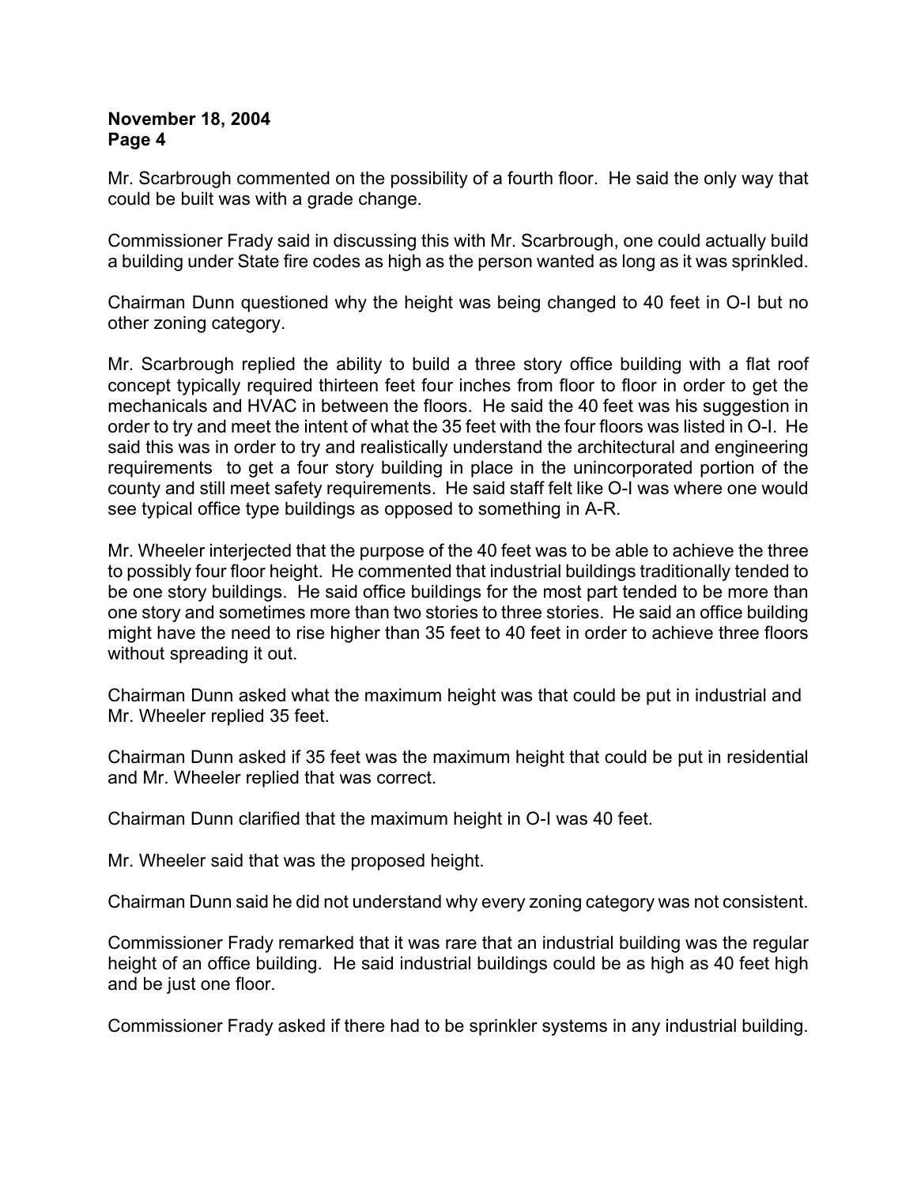Mr. Scarbrough commented on the possibility of a fourth floor. He said the only way that could be built was with a grade change.

Commissioner Frady said in discussing this with Mr. Scarbrough, one could actually build a building under State fire codes as high as the person wanted as long as it was sprinkled.

Chairman Dunn questioned why the height was being changed to 40 feet in O-I but no other zoning category.

Mr. Scarbrough replied the ability to build a three story office building with a flat roof concept typically required thirteen feet four inches from floor to floor in order to get the mechanicals and HVAC in between the floors. He said the 40 feet was his suggestion in order to try and meet the intent of what the 35 feet with the four floors was listed in O-I. He said this was in order to try and realistically understand the architectural and engineering requirements to get a four story building in place in the unincorporated portion of the county and still meet safety requirements. He said staff felt like O-I was where one would see typical office type buildings as opposed to something in A-R.

Mr. Wheeler interjected that the purpose of the 40 feet was to be able to achieve the three to possibly four floor height. He commented that industrial buildings traditionally tended to be one story buildings. He said office buildings for the most part tended to be more than one story and sometimes more than two stories to three stories. He said an office building might have the need to rise higher than 35 feet to 40 feet in order to achieve three floors without spreading it out.

Chairman Dunn asked what the maximum height was that could be put in industrial and Mr. Wheeler replied 35 feet.

Chairman Dunn asked if 35 feet was the maximum height that could be put in residential and Mr. Wheeler replied that was correct.

Chairman Dunn clarified that the maximum height in O-I was 40 feet.

Mr. Wheeler said that was the proposed height.

Chairman Dunn said he did not understand why every zoning category was not consistent.

Commissioner Frady remarked that it was rare that an industrial building was the regular height of an office building. He said industrial buildings could be as high as 40 feet high and be just one floor.

Commissioner Frady asked if there had to be sprinkler systems in any industrial building.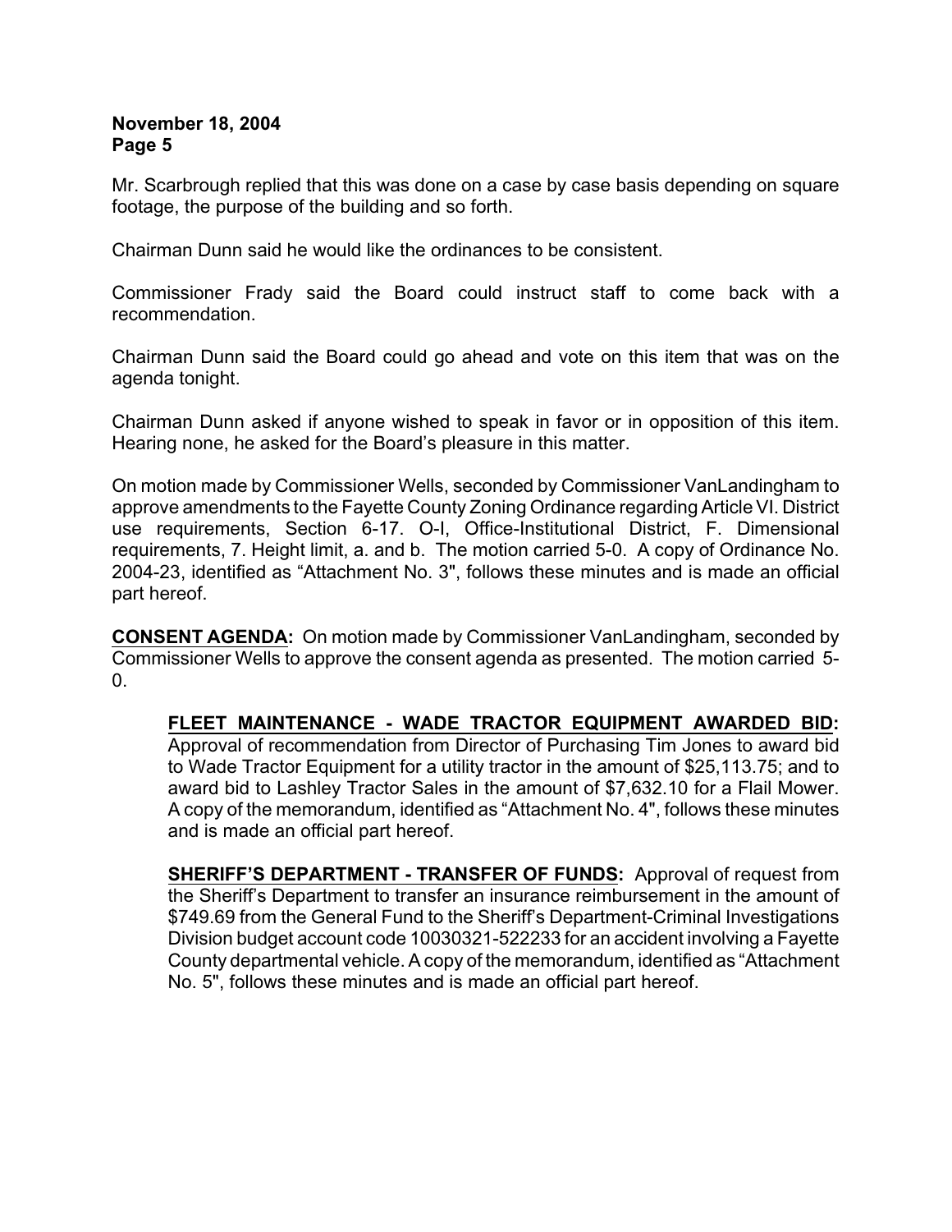Mr. Scarbrough replied that this was done on a case by case basis depending on square footage, the purpose of the building and so forth.

Chairman Dunn said he would like the ordinances to be consistent.

Commissioner Frady said the Board could instruct staff to come back with a recommendation.

Chairman Dunn said the Board could go ahead and vote on this item that was on the agenda tonight.

Chairman Dunn asked if anyone wished to speak in favor or in opposition of this item. Hearing none, he asked for the Board's pleasure in this matter.

On motion made by Commissioner Wells, seconded by Commissioner VanLandingham to approve amendments to the Fayette County Zoning Ordinance regarding Article VI. District use requirements, Section 6-17. O-I, Office-Institutional District, F. Dimensional requirements, 7. Height limit, a. and b. The motion carried 5-0. A copy of Ordinance No. 2004-23, identified as "Attachment No. 3", follows these minutes and is made an official part hereof.

**CONSENT AGENDA:** On motion made by Commissioner VanLandingham, seconded by Commissioner Wells to approve the consent agenda as presented. The motion carried 5-0.

**FLEET MAINTENANCE - WADE TRACTOR EQUIPMENT AWARDED BID:** Approval of recommendation from Director of Purchasing Tim Jones to award bid to Wade Tractor Equipment for a utility tractor in the amount of $25,113.75; and to award bid to Lashley Tractor Sales in the amount of $7,632.10 for a Flail Mower. A copy of the memorandum, identified as "Attachment No. 4", follows these minutes and is made an official part hereof.

**SHERIFF'S DEPARTMENT - TRANSFER OF FUNDS:** Approval of request from the Sheriff's Department to transfer an insurance reimbursement in the amount of $749.69 from the General Fund to the Sheriff's Department-Criminal Investigations Division budget account code 10030321-522233 for an accident involving a Fayette County departmental vehicle. A copy of the memorandum, identified as "Attachment No. 5", follows these minutes and is made an official part hereof.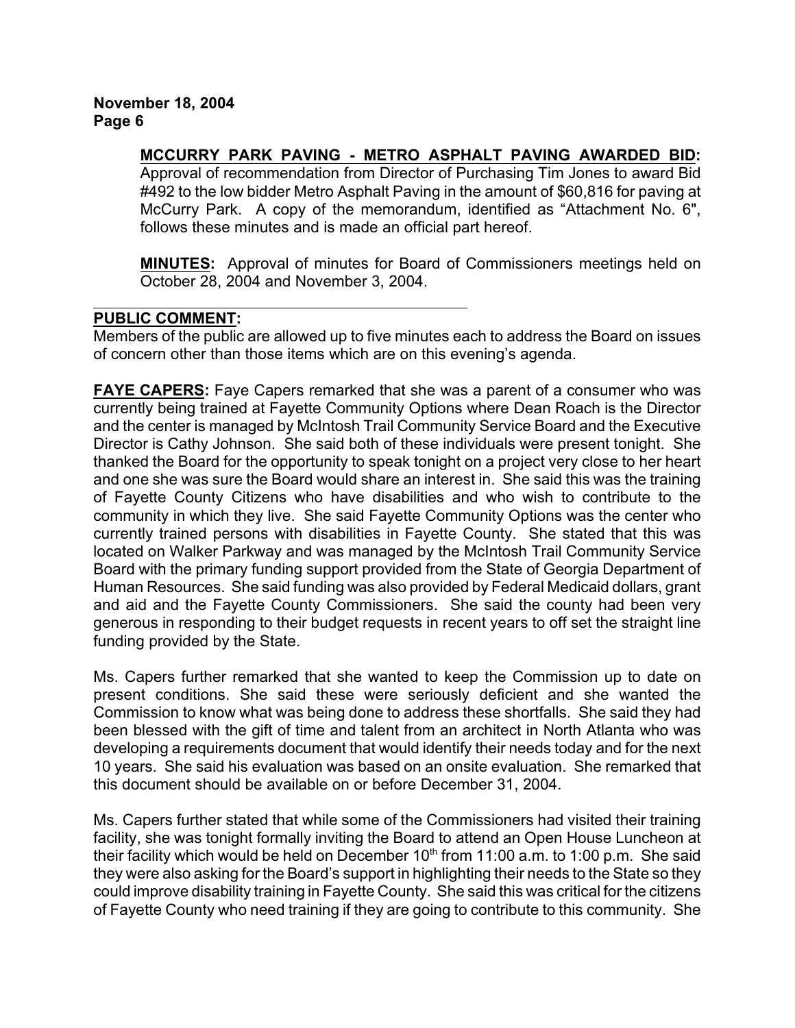**MCCURRY PARK PAVING - METRO ASPHALT PAVING AWARDED BID:** Approval of recommendation from Director of Purchasing Tim Jones to award Bid #492 to the low bidder Metro Asphalt Paving in the amount of $60,816 for paving at McCurry Park. A copy of the memorandum, identified as "Attachment No. 6", follows these minutes and is made an official part hereof.

**MINUTES:** Approval of minutes for Board of Commissioners meetings held on October 28, 2004 and November 3, 2004.

---

**PUBLIC COMMENT:**

Members of the public are allowed up to five minutes each to address the Board on issues of concern other than those items which are on this evening's agenda.

**FAYE CAPERS:** Faye Capers remarked that she was a parent of a consumer who was currently being trained at Fayette Community Options where Dean Roach is the Director and the center is managed by McIntosh Trail Community Service Board and the Executive Director is Cathy Johnson. She said both of these individuals were present tonight. She thanked the Board for the opportunity to speak tonight on a project very close to her heart and one she was sure the Board would share an interest in. She said this was the training of Fayette County Citizens who have disabilities and who wish to contribute to the community in which they live. She said Fayette Community Options was the center who currently trained persons with disabilities in Fayette County. She stated that this was located on Walker Parkway and was managed by the McIntosh Trail Community Service Board with the primary funding support provided from the State of Georgia Department of Human Resources. She said funding was also provided by Federal Medicaid dollars, grant and aid and the Fayette County Commissioners. She said the county had been very generous in responding to their budget requests in recent years to off set the straight line funding provided by the State.

Ms. Capers further remarked that she wanted to keep the Commission up to date on present conditions. She said these were seriously deficient and she wanted the Commission to know what was being done to address these shortfalls. She said they had been blessed with the gift of time and talent from an architect in North Atlanta who was developing a requirements document that would identify their needs today and for the next 10 years. She said his evaluation was based on an onsite evaluation. She remarked that this document should be available on or before December 31, 2004.

Ms. Capers further stated that while some of the Commissioners had visited their training facility, she was tonight formally inviting the Board to attend an Open House Luncheon at their facility which would be held on December 10th from 11:00 a.m. to 1:00 p.m. She said they were also asking for the Board's support in highlighting their needs to the State so they could improve disability training in Fayette County. She said this was critical for the citizens of Fayette County who need training if they are going to contribute to this community. She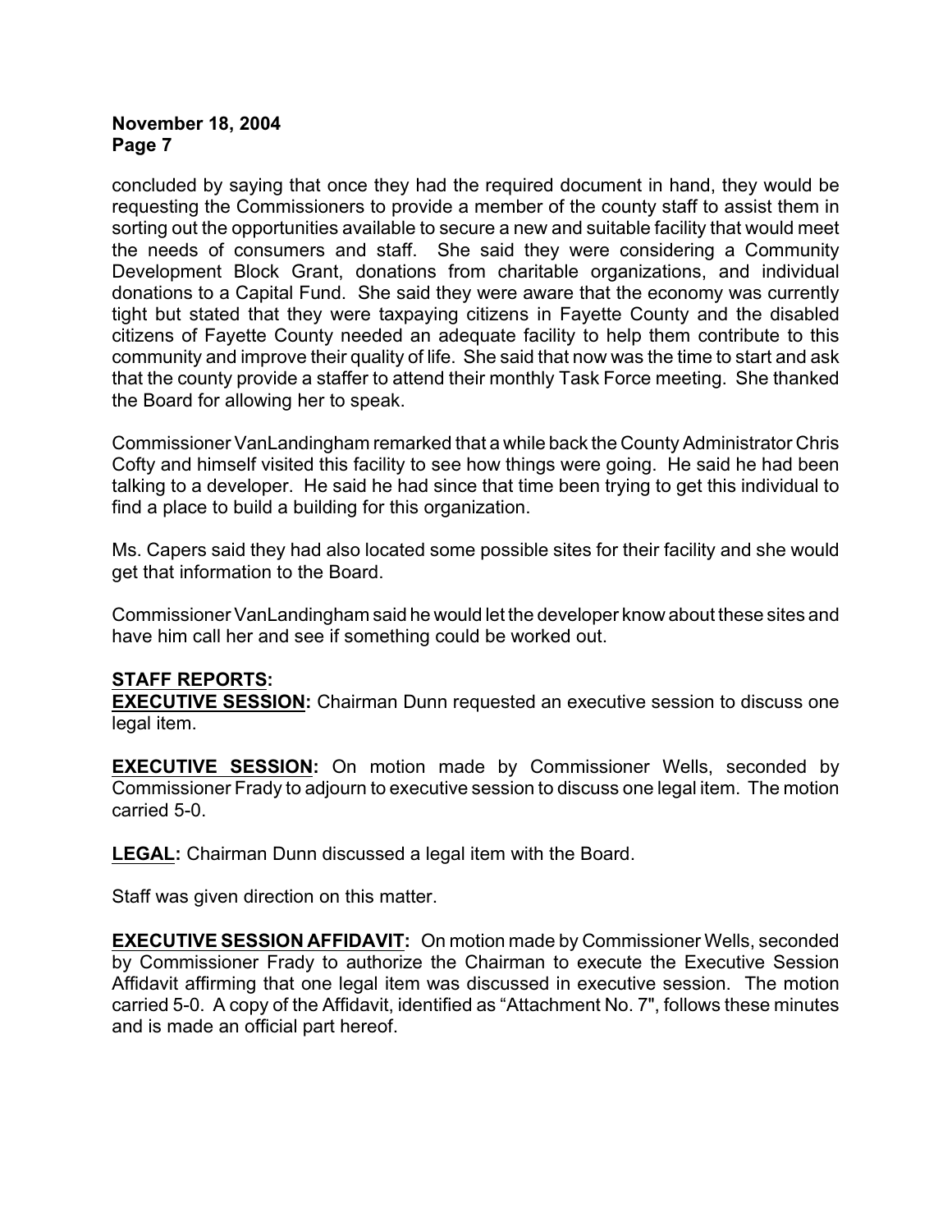concluded by saying that once they had the required document in hand, they would be requesting the Commissioners to provide a member of the county staff to assist them in sorting out the opportunities available to secure a new and suitable facility that would meet the needs of consumers and staff. She said they were considering a Community Development Block Grant, donations from charitable organizations, and individual donations to a Capital Fund. She said they were aware that the economy was currently tight but stated that they were taxpaying citizens in Fayette County and the disabled citizens of Fayette County needed an adequate facility to help them contribute to this community and improve their quality of life. She said that now was the time to start and ask that the county provide a staffer to attend their monthly Task Force meeting. She thanked the Board for allowing her to speak.

Commissioner VanLandingham remarked that a while back the County Administrator Chris Cofty and himself visited this facility to see how things were going. He said he had been talking to a developer. He said he had since that time been trying to get this individual to find a place to build a building for this organization.

Ms. Capers said they had also located some possible sites for their facility and she would get that information to the Board.

Commissioner VanLandingham said he would let the developer know about these sites and have him call her and see if something could be worked out.

**STAFF REPORTS:**

**EXECUTIVE SESSION:** Chairman Dunn requested an executive session to discuss one legal item.

**EXECUTIVE SESSION:** On motion made by Commissioner Wells, seconded by Commissioner Frady to adjourn to executive session to discuss one legal item. The motion carried 5-0.

**LEGAL:** Chairman Dunn discussed a legal item with the Board.

Staff was given direction on this matter.

**EXECUTIVE SESSION AFFIDAVIT:** On motion made by Commissioner Wells, seconded by Commissioner Frady to authorize the Chairman to execute the Executive Session Affidavit affirming that one legal item was discussed in executive session. The motion carried 5-0. A copy of the Affidavit, identified as "Attachment No. 7", follows these minutes and is made an official part hereof.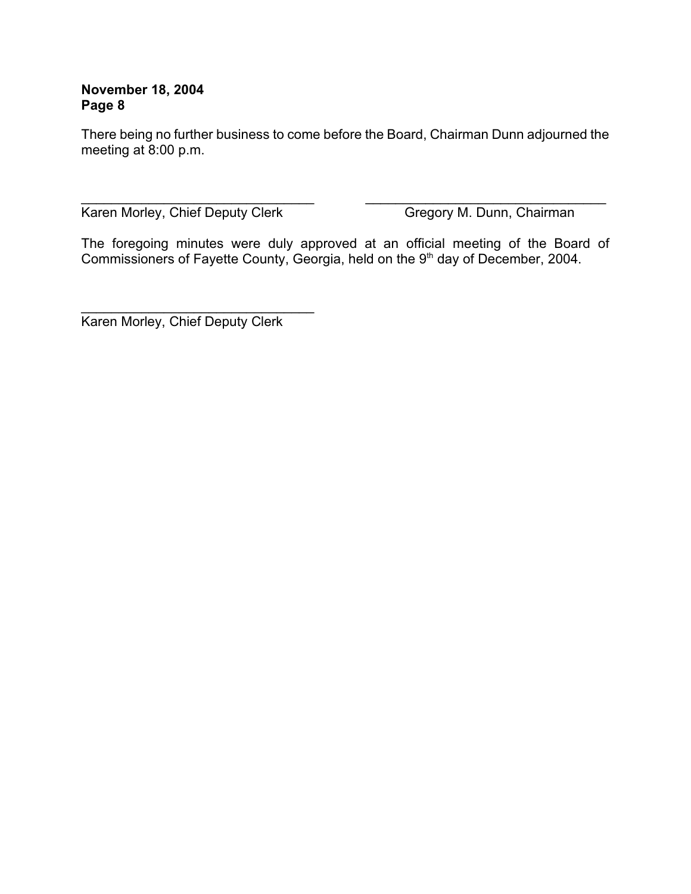There being no further business to come before the Board, Chairman Dunn adjourned the meeting at 8:00 p.m.

\_\_\_\_\_\_\_\_\_\_\_\_\_\_\_\_\_\_\_\_\_\_\_\_\_\_\_\_\_\_\_\_\_\_ \_\_\_\_\_\_\_\_\_\_\_\_\_\_\_\_\_\_\_\_\_\_\_\_\_\_\_\_\_\_\_\_\_\_\_

Karen Morley, Chief Deputy Clerk Gregory M. Dunn, Chairman

The foregoing minutes were duly approved at an official meeting of the Board of Commissioners of Fayette County, Georgia, held on the 9th day of December, 2004.

\_\_\_\_\_\_\_\_\_\_\_\_\_\_\_\_\_\_\_\_\_\_\_\_\_\_\_\_\_\_\_\_\_\_

Karen Morley, Chief Deputy Clerk